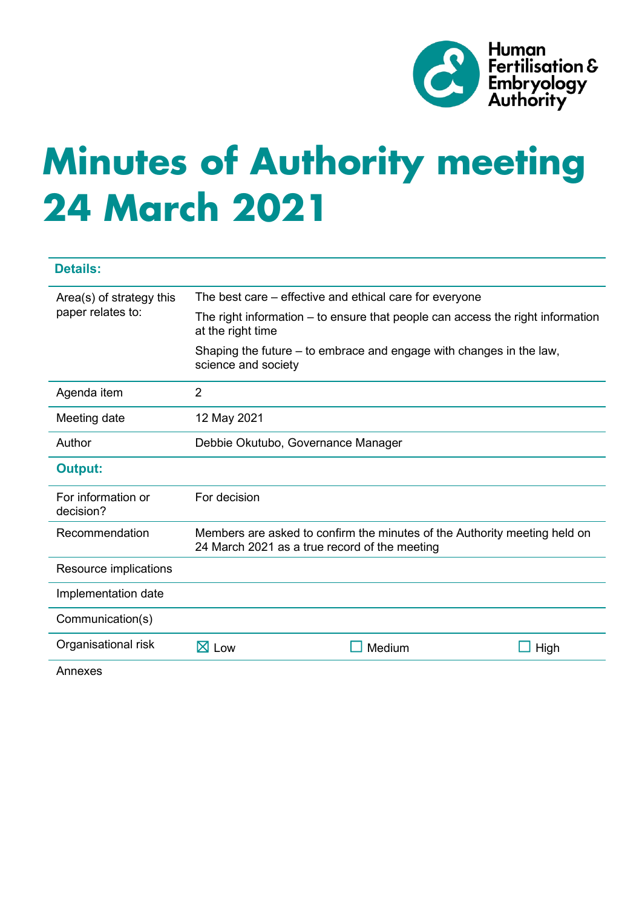Human Fertilisation & Embryology Authority

# Minutes of Authority meeting 24 March 2021

| **Details:** | | | |
|---|---|---|---|
| Area(s) of strategy this paper relates to: | The best care – effective and ethical care for everyone<br>The right information – to ensure that people can access the right information at the right time<br>Shaping the future – to embrace and engage with changes in the law, science and society | | |
| Agenda item | 2 | | |
| Meeting date | 12 May 2021 | | |
| Author | Debbie Okutubo, Governance Manager | | |
| **Output:** | | | |
| For information or decision? | For decision | | |
| Recommendation | Members are asked to confirm the minutes of the Authority meeting held on 24 March 2021 as a true record of the meeting | | |
| Resource implications | | | |
| Implementation date | | | |
| Communication(s) | | | |
| Organisational risk | ☒ Low | ☐ Medium | ☐ High |
| Annexes | | | |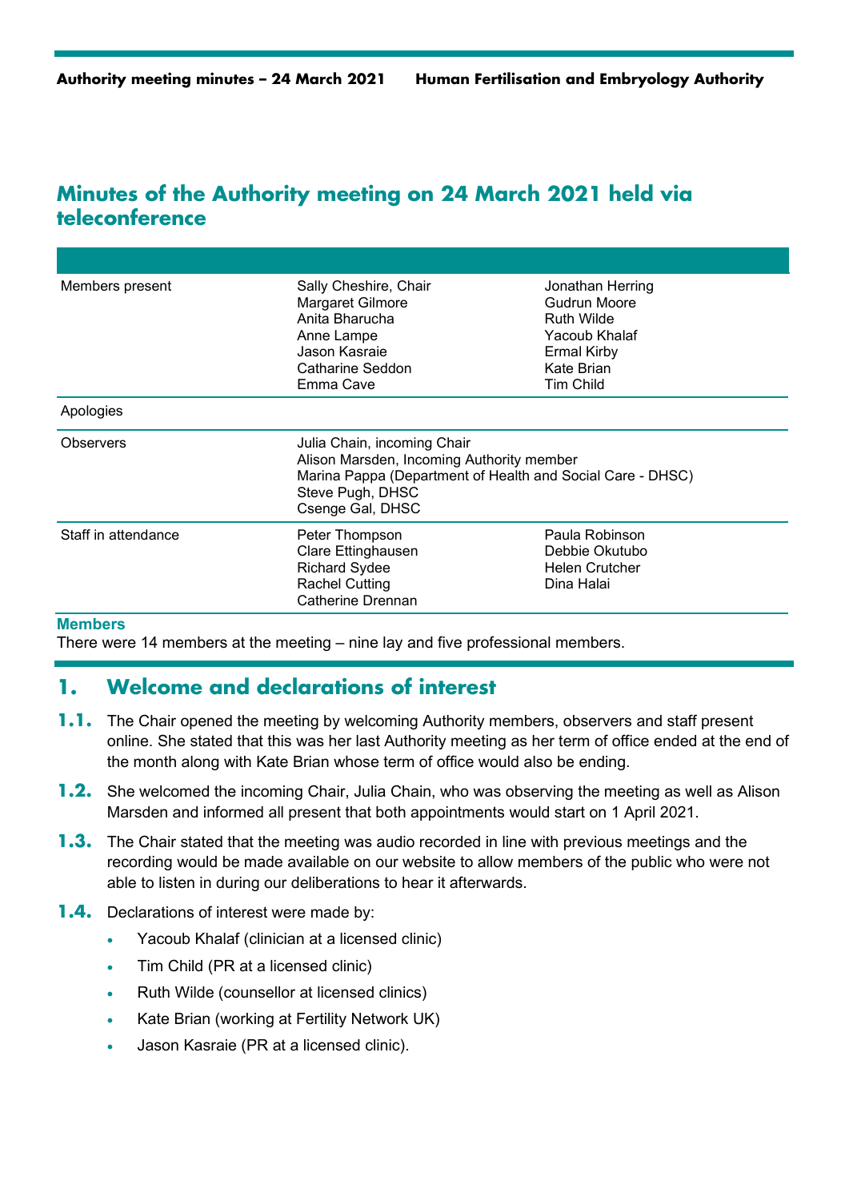# Minutes of the Authority meeting on 24 March 2021 held via teleconference

| | | |
|---|---|---|
| Members present | Sally Cheshire, Chair<br>Margaret Gilmore<br>Anita Bharucha<br>Anne Lampe<br>Jason Kasraie<br>Catharine Seddon<br>Emma Cave | Jonathan Herring<br>Gudrun Moore<br>Ruth Wilde<br>Yacoub Khalaf<br>Ermal Kirby<br>Kate Brian<br>Tim Child |
| Apologies | | |
| Observers | Julia Chain, incoming Chair<br>Alison Marsden, Incoming Authority member<br>Marina Pappa (Department of Health and Social Care - DHSC)<br>Steve Pugh, DHSC<br>Csenge Gal, DHSC | |
| Staff in attendance | Peter Thompson<br>Clare Ettinghausen<br>Richard Sydee<br>Rachel Cutting<br>Catherine Drennan | Paula Robinson<br>Debbie Okutubo<br>Helen Crutcher<br>Dina Halai |

**Members**

There were 14 members at the meeting – nine lay and five professional members.

## 1. Welcome and declarations of interest

**1.1.** The Chair opened the meeting by welcoming Authority members, observers and staff present online. She stated that this was her last Authority meeting as her term of office ended at the end of the month along with Kate Brian whose term of office would also be ending.

**1.2.** She welcomed the incoming Chair, Julia Chain, who was observing the meeting as well as Alison Marsden and informed all present that both appointments would start on 1 April 2021.

**1.3.** The Chair stated that the meeting was audio recorded in line with previous meetings and the recording would be made available on our website to allow members of the public who were not able to listen in during our deliberations to hear it afterwards.

**1.4.** Declarations of interest were made by:

- Yacoub Khalaf (clinician at a licensed clinic)
- Tim Child (PR at a licensed clinic)
- Ruth Wilde (counsellor at licensed clinics)
- Kate Brian (working at Fertility Network UK)
- Jason Kasraie (PR at a licensed clinic).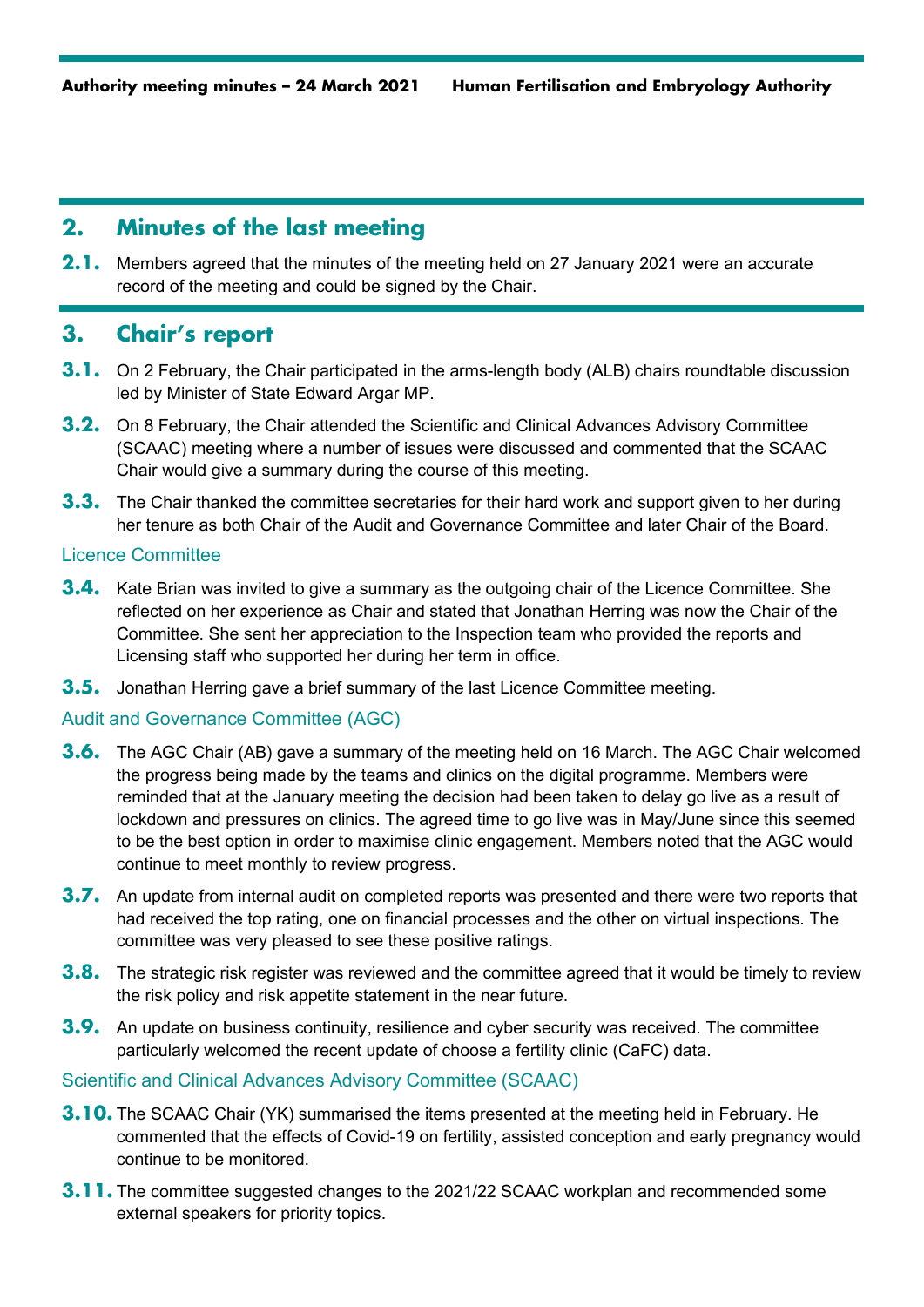## 2. Minutes of the last meeting

**2.1.** Members agreed that the minutes of the meeting held on 27 January 2021 were an accurate record of the meeting and could be signed by the Chair.

## 3. Chair's report

**3.1.** On 2 February, the Chair participated in the arms-length body (ALB) chairs roundtable discussion led by Minister of State Edward Argar MP.

**3.2.** On 8 February, the Chair attended the Scientific and Clinical Advances Advisory Committee (SCAAC) meeting where a number of issues were discussed and commented that the SCAAC Chair would give a summary during the course of this meeting.

**3.3.** The Chair thanked the committee secretaries for their hard work and support given to her during her tenure as both Chair of the Audit and Governance Committee and later Chair of the Board.

### Licence Committee

**3.4.** Kate Brian was invited to give a summary as the outgoing chair of the Licence Committee. She reflected on her experience as Chair and stated that Jonathan Herring was now the Chair of the Committee. She sent her appreciation to the Inspection team who provided the reports and Licensing staff who supported her during her term in office.

**3.5.** Jonathan Herring gave a brief summary of the last Licence Committee meeting.

### Audit and Governance Committee (AGC)

**3.6.** The AGC Chair (AB) gave a summary of the meeting held on 16 March. The AGC Chair welcomed the progress being made by the teams and clinics on the digital programme. Members were reminded that at the January meeting the decision had been taken to delay go live as a result of lockdown and pressures on clinics. The agreed time to go live was in May/June since this seemed to be the best option in order to maximise clinic engagement. Members noted that the AGC would continue to meet monthly to review progress.

**3.7.** An update from internal audit on completed reports was presented and there were two reports that had received the top rating, one on financial processes and the other on virtual inspections. The committee was very pleased to see these positive ratings.

**3.8.** The strategic risk register was reviewed and the committee agreed that it would be timely to review the risk policy and risk appetite statement in the near future.

**3.9.** An update on business continuity, resilience and cyber security was received. The committee particularly welcomed the recent update of choose a fertility clinic (CaFC) data.

### Scientific and Clinical Advances Advisory Committee (SCAAC)

**3.10.** The SCAAC Chair (YK) summarised the items presented at the meeting held in February. He commented that the effects of Covid-19 on fertility, assisted conception and early pregnancy would continue to be monitored.

**3.11.** The committee suggested changes to the 2021/22 SCAAC workplan and recommended some external speakers for priority topics.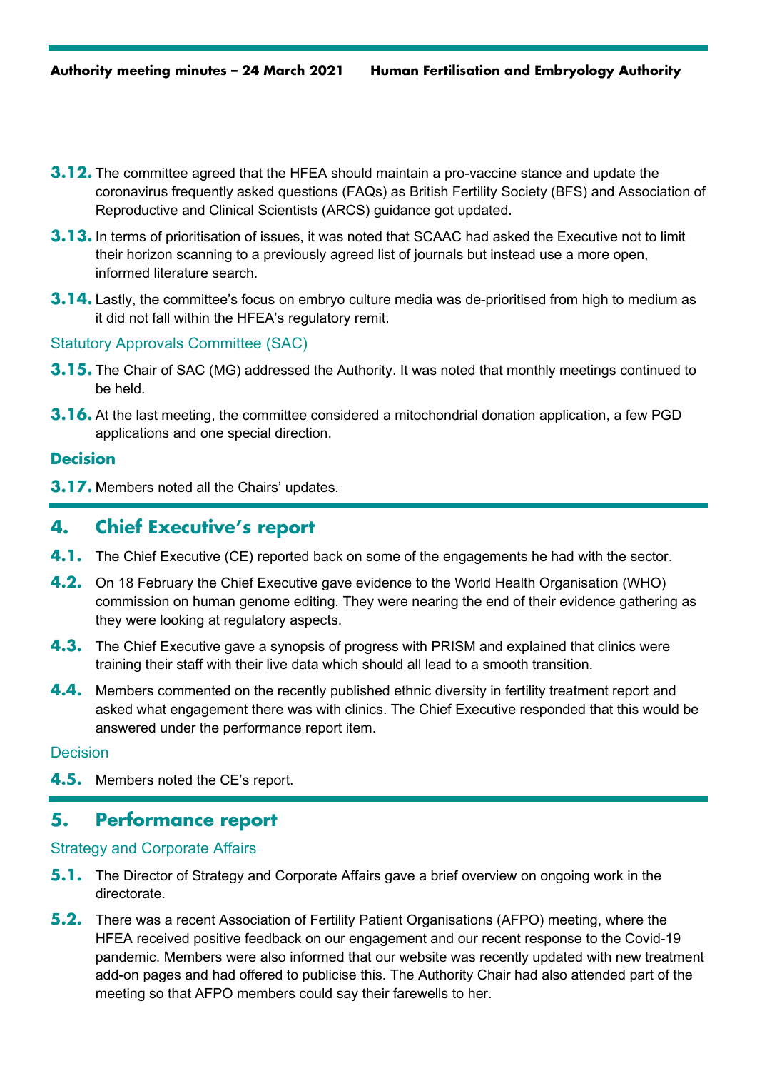**3.12.** The committee agreed that the HFEA should maintain a pro-vaccine stance and update the coronavirus frequently asked questions (FAQs) as British Fertility Society (BFS) and Association of Reproductive and Clinical Scientists (ARCS) guidance got updated.

**3.13.** In terms of prioritisation of issues, it was noted that SCAAC had asked the Executive not to limit their horizon scanning to a previously agreed list of journals but instead use a more open, informed literature search.

**3.14.** Lastly, the committee's focus on embryo culture media was de-prioritised from high to medium as it did not fall within the HFEA's regulatory remit.

### Statutory Approvals Committee (SAC)

**3.15.** The Chair of SAC (MG) addressed the Authority. It was noted that monthly meetings continued to be held.

**3.16.** At the last meeting, the committee considered a mitochondrial donation application, a few PGD applications and one special direction.

### Decision

**3.17.** Members noted all the Chairs' updates.

## 4. Chief Executive's report

**4.1.** The Chief Executive (CE) reported back on some of the engagements he had with the sector.

**4.2.** On 18 February the Chief Executive gave evidence to the World Health Organisation (WHO) commission on human genome editing. They were nearing the end of their evidence gathering as they were looking at regulatory aspects.

**4.3.** The Chief Executive gave a synopsis of progress with PRISM and explained that clinics were training their staff with their live data which should all lead to a smooth transition.

**4.4.** Members commented on the recently published ethnic diversity in fertility treatment report and asked what engagement there was with clinics. The Chief Executive responded that this would be answered under the performance report item.

### Decision

**4.5.** Members noted the CE's report.

## 5. Performance report

### Strategy and Corporate Affairs

**5.1.** The Director of Strategy and Corporate Affairs gave a brief overview on ongoing work in the directorate.

**5.2.** There was a recent Association of Fertility Patient Organisations (AFPO) meeting, where the HFEA received positive feedback on our engagement and our recent response to the Covid-19 pandemic. Members were also informed that our website was recently updated with new treatment add-on pages and had offered to publicise this. The Authority Chair had also attended part of the meeting so that AFPO members could say their farewells to her.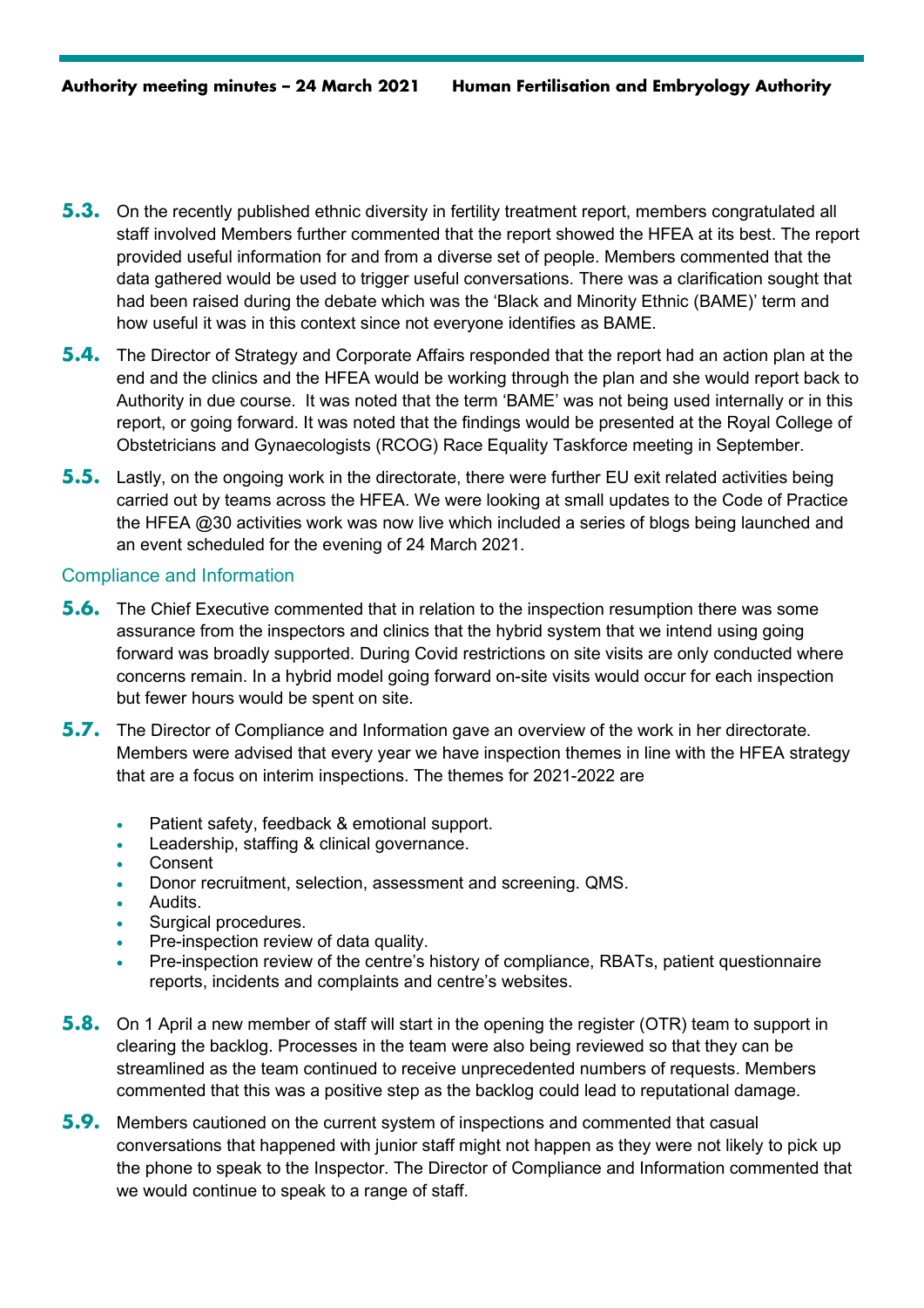**5.3.** On the recently published ethnic diversity in fertility treatment report, members congratulated all staff involved Members further commented that the report showed the HFEA at its best. The report provided useful information for and from a diverse set of people. Members commented that the data gathered would be used to trigger useful conversations. There was a clarification sought that had been raised during the debate which was the 'Black and Minority Ethnic (BAME)' term and how useful it was in this context since not everyone identifies as BAME.

**5.4.** The Director of Strategy and Corporate Affairs responded that the report had an action plan at the end and the clinics and the HFEA would be working through the plan and she would report back to Authority in due course. It was noted that the term 'BAME' was not being used internally or in this report, or going forward. It was noted that the findings would be presented at the Royal College of Obstetricians and Gynaecologists (RCOG) Race Equality Taskforce meeting in September.

**5.5.** Lastly, on the ongoing work in the directorate, there were further EU exit related activities being carried out by teams across the HFEA. We were looking at small updates to the Code of Practice the HFEA @30 activities work was now live which included a series of blogs being launched and an event scheduled for the evening of 24 March 2021.

## Compliance and Information

**5.6.** The Chief Executive commented that in relation to the inspection resumption there was some assurance from the inspectors and clinics that the hybrid system that we intend using going forward was broadly supported. During Covid restrictions on site visits are only conducted where concerns remain. In a hybrid model going forward on-site visits would occur for each inspection but fewer hours would be spent on site.

**5.7.** The Director of Compliance and Information gave an overview of the work in her directorate. Members were advised that every year we have inspection themes in line with the HFEA strategy that are a focus on interim inspections. The themes for 2021-2022 are

- Patient safety, feedback & emotional support.
- Leadership, staffing & clinical governance.
- Consent
- Donor recruitment, selection, assessment and screening. QMS.
- Audits.
- Surgical procedures.
- Pre-inspection review of data quality.
- Pre-inspection review of the centre's history of compliance, RBATs, patient questionnaire reports, incidents and complaints and centre's websites.

**5.8.** On 1 April a new member of staff will start in the opening the register (OTR) team to support in clearing the backlog. Processes in the team were also being reviewed so that they can be streamlined as the team continued to receive unprecedented numbers of requests. Members commented that this was a positive step as the backlog could lead to reputational damage.

**5.9.** Members cautioned on the current system of inspections and commented that casual conversations that happened with junior staff might not happen as they were not likely to pick up the phone to speak to the Inspector. The Director of Compliance and Information commented that we would continue to speak to a range of staff.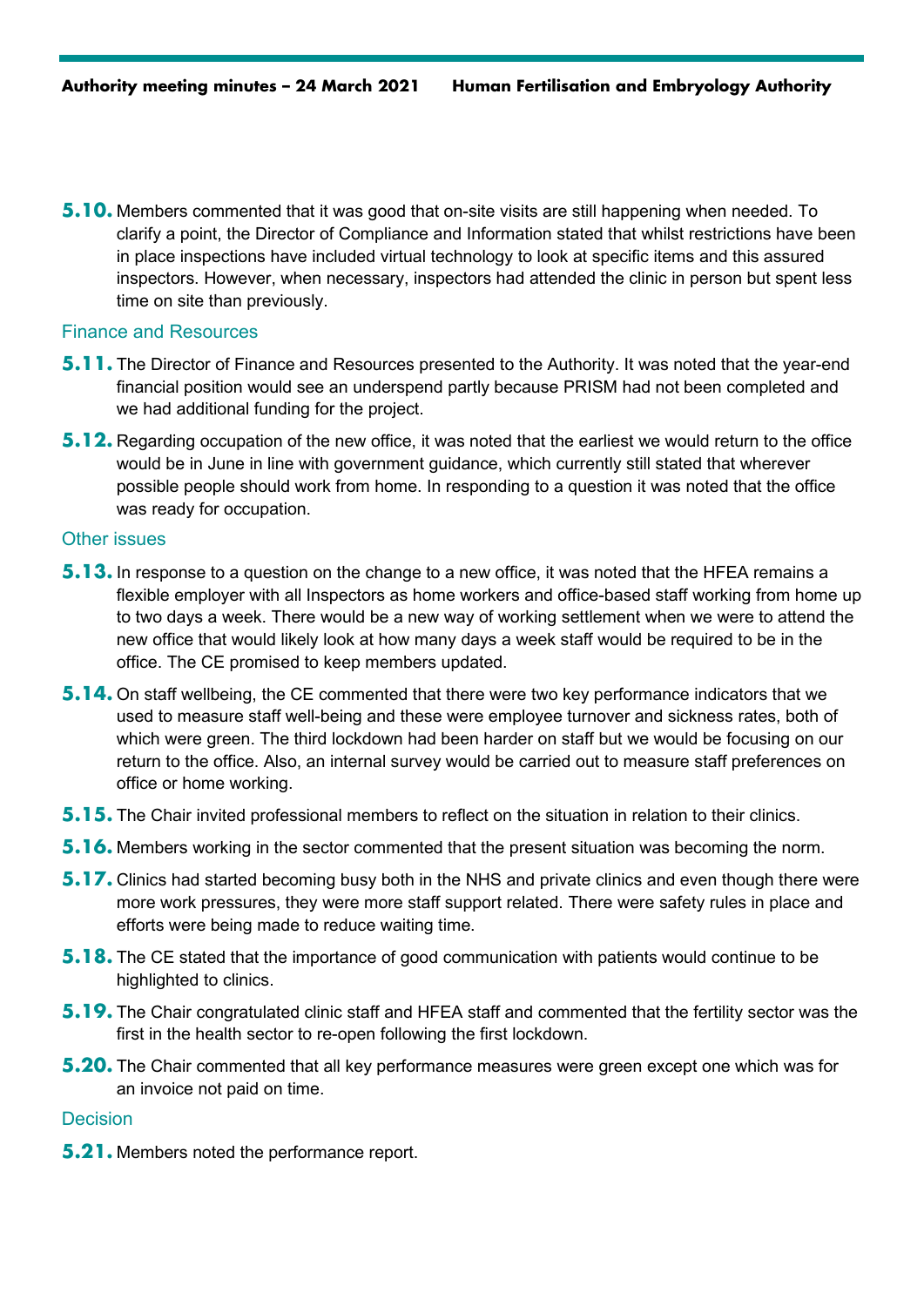**5.10.** Members commented that it was good that on-site visits are still happening when needed. To clarify a point, the Director of Compliance and Information stated that whilst restrictions have been in place inspections have included virtual technology to look at specific items and this assured inspectors. However, when necessary, inspectors had attended the clinic in person but spent less time on site than previously.

### Finance and Resources

**5.11.** The Director of Finance and Resources presented to the Authority. It was noted that the year-end financial position would see an underspend partly because PRISM had not been completed and we had additional funding for the project.

**5.12.** Regarding occupation of the new office, it was noted that the earliest we would return to the office would be in June in line with government guidance, which currently still stated that wherever possible people should work from home. In responding to a question it was noted that the office was ready for occupation.

### Other issues

**5.13.** In response to a question on the change to a new office, it was noted that the HFEA remains a flexible employer with all Inspectors as home workers and office-based staff working from home up to two days a week. There would be a new way of working settlement when we were to attend the new office that would likely look at how many days a week staff would be required to be in the office. The CE promised to keep members updated.

**5.14.** On staff wellbeing, the CE commented that there were two key performance indicators that we used to measure staff well-being and these were employee turnover and sickness rates, both of which were green. The third lockdown had been harder on staff but we would be focusing on our return to the office. Also, an internal survey would be carried out to measure staff preferences on office or home working.

**5.15.** The Chair invited professional members to reflect on the situation in relation to their clinics.

**5.16.** Members working in the sector commented that the present situation was becoming the norm.

**5.17.** Clinics had started becoming busy both in the NHS and private clinics and even though there were more work pressures, they were more staff support related. There were safety rules in place and efforts were being made to reduce waiting time.

**5.18.** The CE stated that the importance of good communication with patients would continue to be highlighted to clinics.

**5.19.** The Chair congratulated clinic staff and HFEA staff and commented that the fertility sector was the first in the health sector to re-open following the first lockdown.

**5.20.** The Chair commented that all key performance measures were green except one which was for an invoice not paid on time.

### Decision

**5.21.** Members noted the performance report.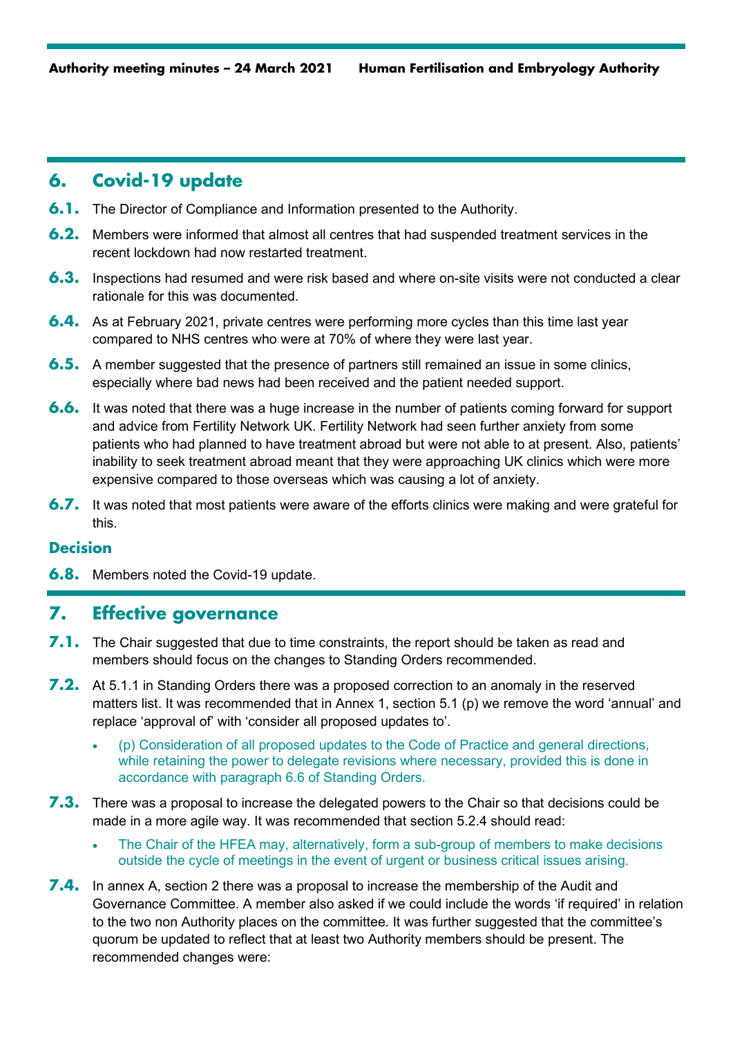## 6. Covid-19 update

**6.1.** The Director of Compliance and Information presented to the Authority.

**6.2.** Members were informed that almost all centres that had suspended treatment services in the recent lockdown had now restarted treatment.

**6.3.** Inspections had resumed and were risk based and where on-site visits were not conducted a clear rationale for this was documented.

**6.4.** As at February 2021, private centres were performing more cycles than this time last year compared to NHS centres who were at 70% of where they were last year.

**6.5.** A member suggested that the presence of partners still remained an issue in some clinics, especially where bad news had been received and the patient needed support.

**6.6.** It was noted that there was a huge increase in the number of patients coming forward for support and advice from Fertility Network UK. Fertility Network had seen further anxiety from some patients who had planned to have treatment abroad but were not able to at present. Also, patients' inability to seek treatment abroad meant that they were approaching UK clinics which were more expensive compared to those overseas which was causing a lot of anxiety.

**6.7.** It was noted that most patients were aware of the efforts clinics were making and were grateful for this.

### Decision

**6.8.** Members noted the Covid-19 update.

## 7. Effective governance

**7.1.** The Chair suggested that due to time constraints, the report should be taken as read and members should focus on the changes to Standing Orders recommended.

**7.2.** At 5.1.1 in Standing Orders there was a proposed correction to an anomaly in the reserved matters list. It was recommended that in Annex 1, section 5.1 (p) we remove the word 'annual' and replace 'approval of' with 'consider all proposed updates to'.

- (p) Consideration of all proposed updates to the Code of Practice and general directions, while retaining the power to delegate revisions where necessary, provided this is done in accordance with paragraph 6.6 of Standing Orders.

**7.3.** There was a proposal to increase the delegated powers to the Chair so that decisions could be made in a more agile way. It was recommended that section 5.2.4 should read:

- The Chair of the HFEA may, alternatively, form a sub-group of members to make decisions outside the cycle of meetings in the event of urgent or business critical issues arising.

**7.4.** In annex A, section 2 there was a proposal to increase the membership of the Audit and Governance Committee. A member also asked if we could include the words 'if required' in relation to the two non Authority places on the committee. It was further suggested that the committee's quorum be updated to reflect that at least two Authority members should be present. The recommended changes were: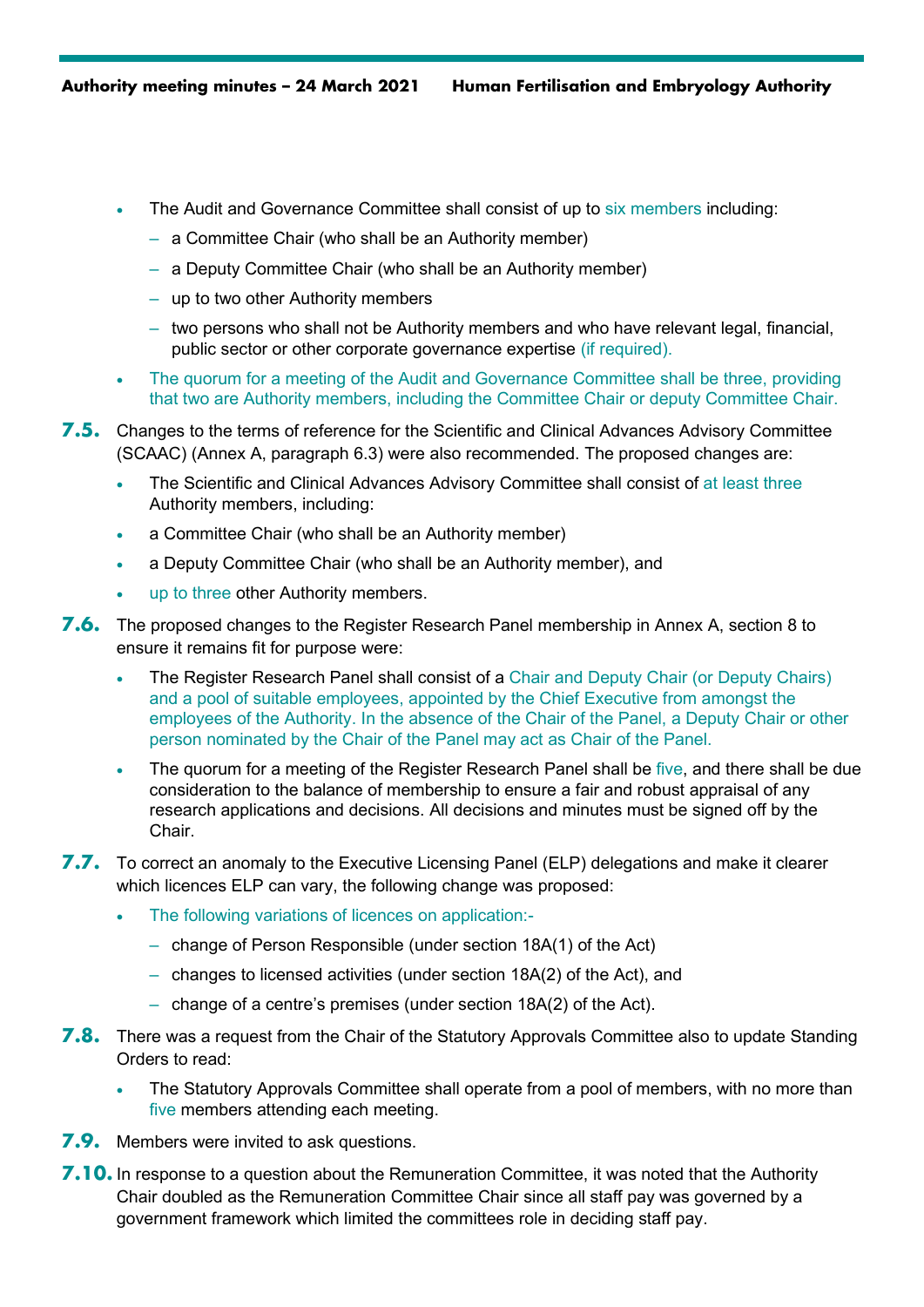- The Audit and Governance Committee shall consist of up to six members including:
  - a Committee Chair (who shall be an Authority member)
  - a Deputy Committee Chair (who shall be an Authority member)
  - up to two other Authority members
  - two persons who shall not be Authority members and who have relevant legal, financial, public sector or other corporate governance expertise (if required).
- The quorum for a meeting of the Audit and Governance Committee shall be three, providing that two are Authority members, including the Committee Chair or deputy Committee Chair.

**7.5.** Changes to the terms of reference for the Scientific and Clinical Advances Advisory Committee (SCAAC) (Annex A, paragraph 6.3) were also recommended. The proposed changes are:

- The Scientific and Clinical Advances Advisory Committee shall consist of at least three Authority members, including:
- a Committee Chair (who shall be an Authority member)
- a Deputy Committee Chair (who shall be an Authority member), and
- up to three other Authority members.

**7.6.** The proposed changes to the Register Research Panel membership in Annex A, section 8 to ensure it remains fit for purpose were:

- The Register Research Panel shall consist of a Chair and Deputy Chair (or Deputy Chairs) and a pool of suitable employees, appointed by the Chief Executive from amongst the employees of the Authority. In the absence of the Chair of the Panel, a Deputy Chair or other person nominated by the Chair of the Panel may act as Chair of the Panel.
- The quorum for a meeting of the Register Research Panel shall be five, and there shall be due consideration to the balance of membership to ensure a fair and robust appraisal of any research applications and decisions. All decisions and minutes must be signed off by the Chair.

**7.7.** To correct an anomaly to the Executive Licensing Panel (ELP) delegations and make it clearer which licences ELP can vary, the following change was proposed:

- The following variations of licences on application:-
  - change of Person Responsible (under section 18A(1) of the Act)
  - changes to licensed activities (under section 18A(2) of the Act), and
  - change of a centre's premises (under section 18A(2) of the Act).

**7.8.** There was a request from the Chair of the Statutory Approvals Committee also to update Standing Orders to read:

- The Statutory Approvals Committee shall operate from a pool of members, with no more than five members attending each meeting.

**7.9.** Members were invited to ask questions.

**7.10.** In response to a question about the Remuneration Committee, it was noted that the Authority Chair doubled as the Remuneration Committee Chair since all staff pay was governed by a government framework which limited the committees role in deciding staff pay.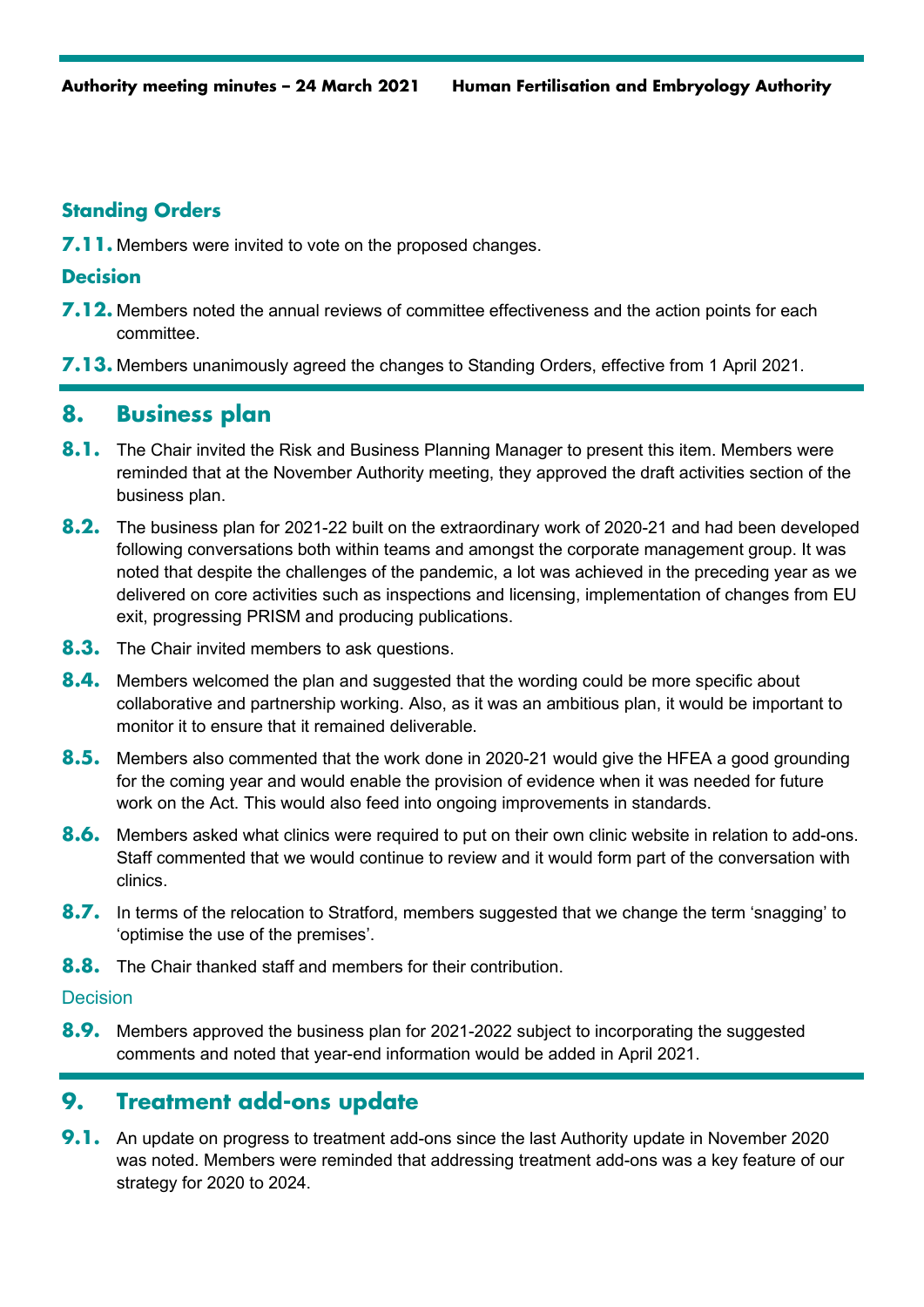### Standing Orders

**7.11.** Members were invited to vote on the proposed changes.

### Decision

**7.12.** Members noted the annual reviews of committee effectiveness and the action points for each committee.

**7.13.** Members unanimously agreed the changes to Standing Orders, effective from 1 April 2021.

## 8. Business plan

**8.1.** The Chair invited the Risk and Business Planning Manager to present this item. Members were reminded that at the November Authority meeting, they approved the draft activities section of the business plan.

**8.2.** The business plan for 2021-22 built on the extraordinary work of 2020-21 and had been developed following conversations both within teams and amongst the corporate management group. It was noted that despite the challenges of the pandemic, a lot was achieved in the preceding year as we delivered on core activities such as inspections and licensing, implementation of changes from EU exit, progressing PRISM and producing publications.

**8.3.** The Chair invited members to ask questions.

**8.4.** Members welcomed the plan and suggested that the wording could be more specific about collaborative and partnership working. Also, as it was an ambitious plan, it would be important to monitor it to ensure that it remained deliverable.

**8.5.** Members also commented that the work done in 2020-21 would give the HFEA a good grounding for the coming year and would enable the provision of evidence when it was needed for future work on the Act. This would also feed into ongoing improvements in standards.

**8.6.** Members asked what clinics were required to put on their own clinic website in relation to add-ons. Staff commented that we would continue to review and it would form part of the conversation with clinics.

**8.7.** In terms of the relocation to Stratford, members suggested that we change the term 'snagging' to 'optimise the use of the premises'.

**8.8.** The Chair thanked staff and members for their contribution.

### Decision

**8.9.** Members approved the business plan for 2021-2022 subject to incorporating the suggested comments and noted that year-end information would be added in April 2021.

## 9. Treatment add-ons update

**9.1.** An update on progress to treatment add-ons since the last Authority update in November 2020 was noted. Members were reminded that addressing treatment add-ons was a key feature of our strategy for 2020 to 2024.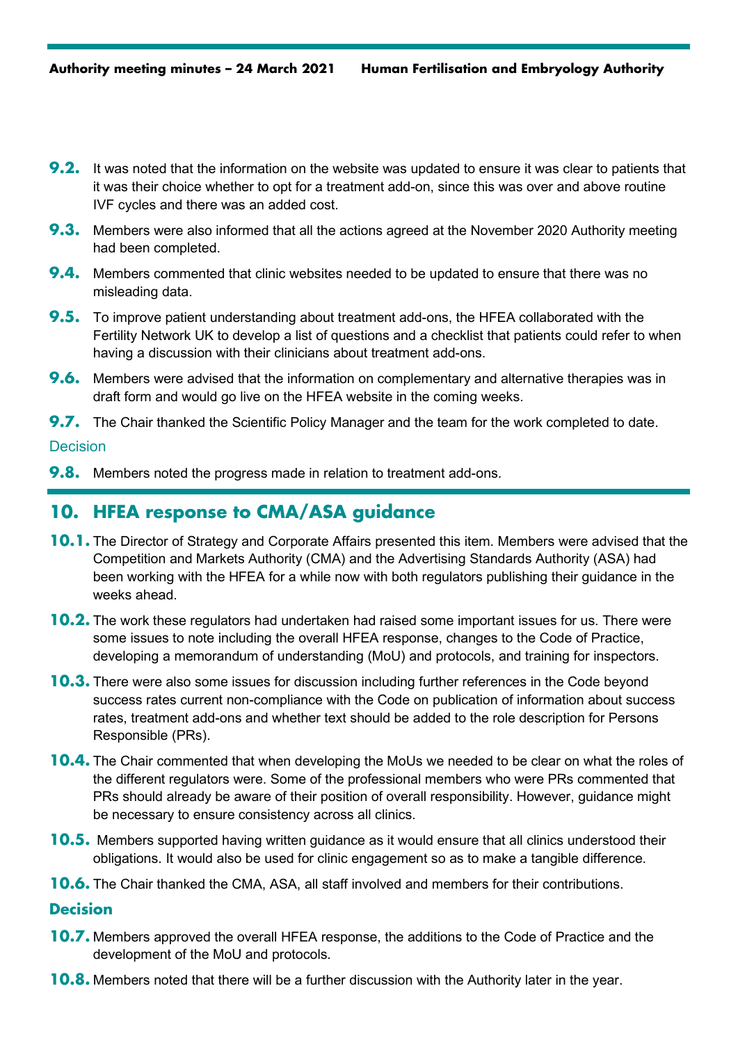**9.2.** It was noted that the information on the website was updated to ensure it was clear to patients that it was their choice whether to opt for a treatment add-on, since this was over and above routine IVF cycles and there was an added cost.

**9.3.** Members were also informed that all the actions agreed at the November 2020 Authority meeting had been completed.

**9.4.** Members commented that clinic websites needed to be updated to ensure that there was no misleading data.

**9.5.** To improve patient understanding about treatment add-ons, the HFEA collaborated with the Fertility Network UK to develop a list of questions and a checklist that patients could refer to when having a discussion with their clinicians about treatment add-ons.

**9.6.** Members were advised that the information on complementary and alternative therapies was in draft form and would go live on the HFEA website in the coming weeks.

**9.7.** The Chair thanked the Scientific Policy Manager and the team for the work completed to date.

### Decision

**9.8.** Members noted the progress made in relation to treatment add-ons.

## 10. HFEA response to CMA/ASA guidance

**10.1.** The Director of Strategy and Corporate Affairs presented this item. Members were advised that the Competition and Markets Authority (CMA) and the Advertising Standards Authority (ASA) had been working with the HFEA for a while now with both regulators publishing their guidance in the weeks ahead.

**10.2.** The work these regulators had undertaken had raised some important issues for us. There were some issues to note including the overall HFEA response, changes to the Code of Practice, developing a memorandum of understanding (MoU) and protocols, and training for inspectors.

**10.3.** There were also some issues for discussion including further references in the Code beyond success rates current non-compliance with the Code on publication of information about success rates, treatment add-ons and whether text should be added to the role description for Persons Responsible (PRs).

**10.4.** The Chair commented that when developing the MoUs we needed to be clear on what the roles of the different regulators were. Some of the professional members who were PRs commented that PRs should already be aware of their position of overall responsibility. However, guidance might be necessary to ensure consistency across all clinics.

**10.5.** Members supported having written guidance as it would ensure that all clinics understood their obligations. It would also be used for clinic engagement so as to make a tangible difference.

**10.6.** The Chair thanked the CMA, ASA, all staff involved and members for their contributions.

### Decision

**10.7.** Members approved the overall HFEA response, the additions to the Code of Practice and the development of the MoU and protocols.

**10.8.** Members noted that there will be a further discussion with the Authority later in the year.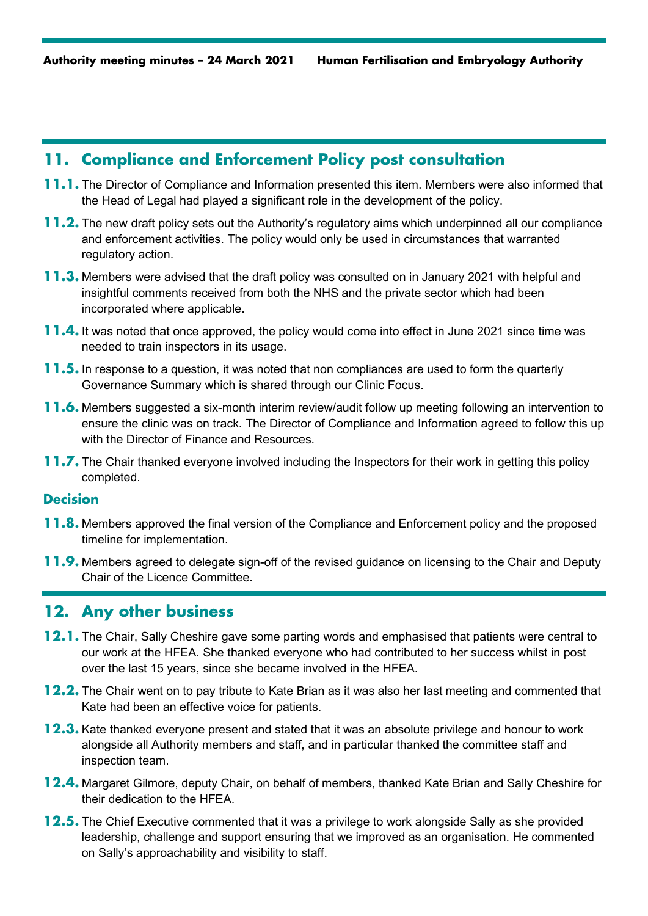## 11. Compliance and Enforcement Policy post consultation

**11.1.** The Director of Compliance and Information presented this item. Members were also informed that the Head of Legal had played a significant role in the development of the policy.

**11.2.** The new draft policy sets out the Authority's regulatory aims which underpinned all our compliance and enforcement activities. The policy would only be used in circumstances that warranted regulatory action.

**11.3.** Members were advised that the draft policy was consulted on in January 2021 with helpful and insightful comments received from both the NHS and the private sector which had been incorporated where applicable.

**11.4.** It was noted that once approved, the policy would come into effect in June 2021 since time was needed to train inspectors in its usage.

**11.5.** In response to a question, it was noted that non compliances are used to form the quarterly Governance Summary which is shared through our Clinic Focus.

**11.6.** Members suggested a six-month interim review/audit follow up meeting following an intervention to ensure the clinic was on track. The Director of Compliance and Information agreed to follow this up with the Director of Finance and Resources.

**11.7.** The Chair thanked everyone involved including the Inspectors for their work in getting this policy completed.

### Decision

**11.8.** Members approved the final version of the Compliance and Enforcement policy and the proposed timeline for implementation.

**11.9.** Members agreed to delegate sign-off of the revised guidance on licensing to the Chair and Deputy Chair of the Licence Committee.

## 12. Any other business

**12.1.** The Chair, Sally Cheshire gave some parting words and emphasised that patients were central to our work at the HFEA. She thanked everyone who had contributed to her success whilst in post over the last 15 years, since she became involved in the HFEA.

**12.2.** The Chair went on to pay tribute to Kate Brian as it was also her last meeting and commented that Kate had been an effective voice for patients.

**12.3.** Kate thanked everyone present and stated that it was an absolute privilege and honour to work alongside all Authority members and staff, and in particular thanked the committee staff and inspection team.

**12.4.** Margaret Gilmore, deputy Chair, on behalf of members, thanked Kate Brian and Sally Cheshire for their dedication to the HFEA.

**12.5.** The Chief Executive commented that it was a privilege to work alongside Sally as she provided leadership, challenge and support ensuring that we improved as an organisation. He commented on Sally's approachability and visibility to staff.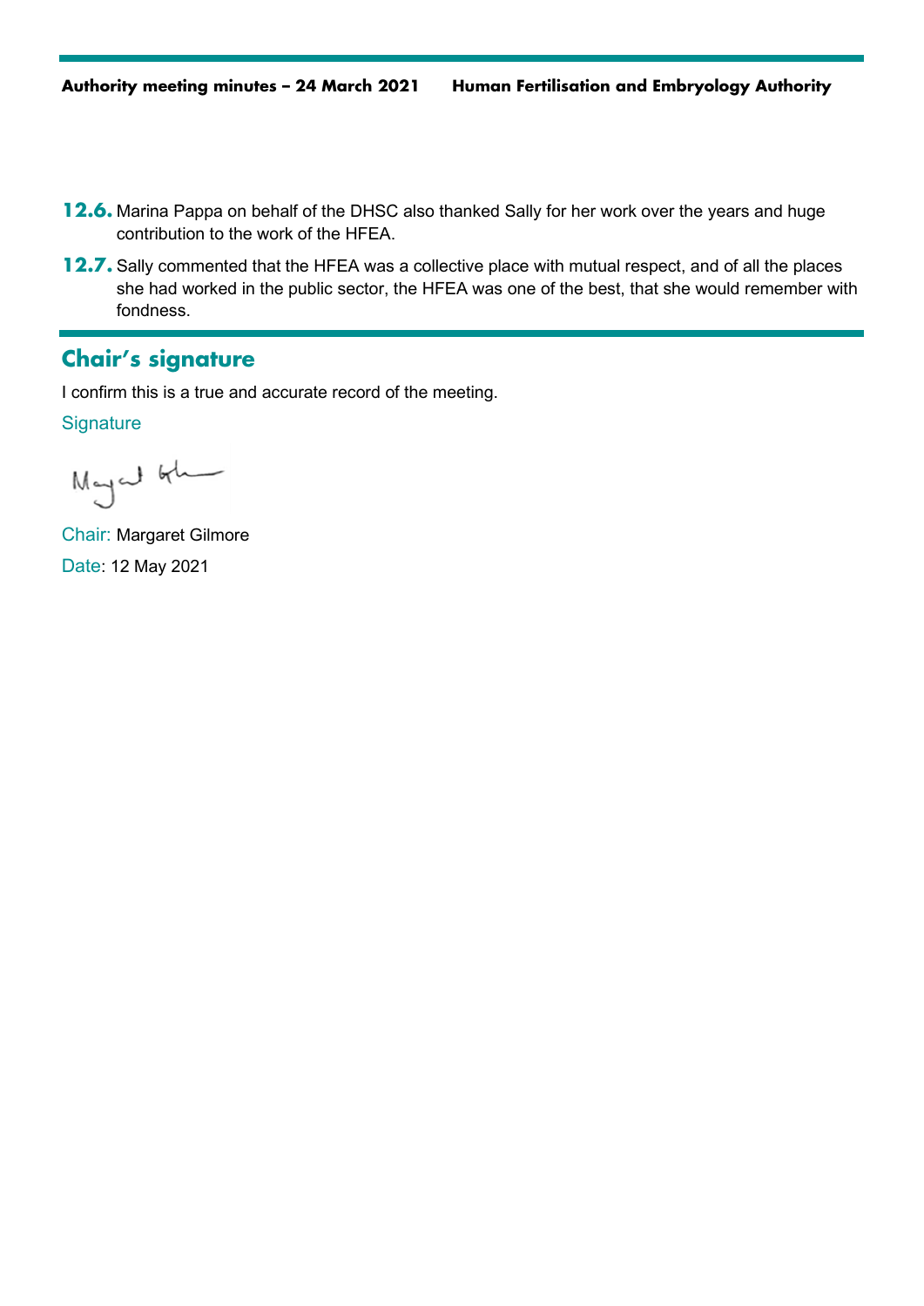**12.6.** Marina Pappa on behalf of the DHSC also thanked Sally for her work over the years and huge contribution to the work of the HFEA.

**12.7.** Sally commented that the HFEA was a collective place with mutual respect, and of all the places she had worked in the public sector, the HFEA was one of the best, that she would remember with fondness.

## Chair's signature

I confirm this is a true and accurate record of the meeting.

Signature

Chair: Margaret Gilmore

Date: 12 May 2021